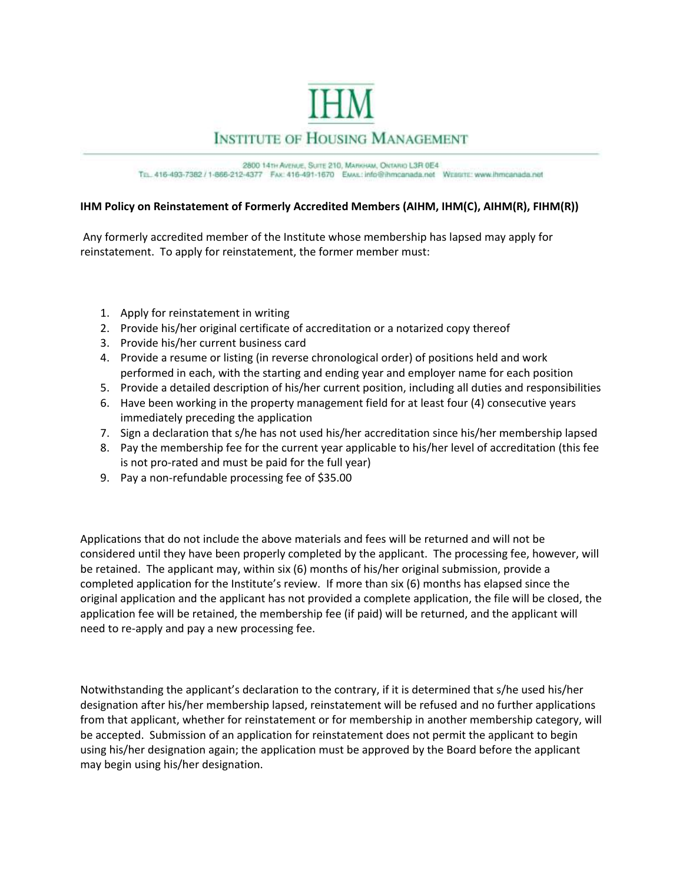# IHM

## Institute of Housing Management

2800 14th Avenue, Suite 210, Markham, Ontario L3R 0E4
Tel. 416-493-7382 / 1-866-212-4377 Fax: 416-491-1670 Email: info@ihmcanada.net Website: www.ihmcanada.net

**IHM Policy on Reinstatement of Formerly Accredited Members (AIHM, IHM(C), AIHM(R), FIHM(R))**

Any formerly accredited member of the Institute whose membership has lapsed may apply for reinstatement. To apply for reinstatement, the former member must:

1. Apply for reinstatement in writing
2. Provide his/her original certificate of accreditation or a notarized copy thereof
3. Provide his/her current business card
4. Provide a resume or listing (in reverse chronological order) of positions held and work performed in each, with the starting and ending year and employer name for each position
5. Provide a detailed description of his/her current position, including all duties and responsibilities
6. Have been working in the property management field for at least four (4) consecutive years immediately preceding the application
7. Sign a declaration that s/he has not used his/her accreditation since his/her membership lapsed
8. Pay the membership fee for the current year applicable to his/her level of accreditation (this fee is not pro-rated and must be paid for the full year)
9. Pay a non-refundable processing fee of $35.00

Applications that do not include the above materials and fees will be returned and will not be considered until they have been properly completed by the applicant. The processing fee, however, will be retained. The applicant may, within six (6) months of his/her original submission, provide a completed application for the Institute's review. If more than six (6) months has elapsed since the original application and the applicant has not provided a complete application, the file will be closed, the application fee will be retained, the membership fee (if paid) will be returned, and the applicant will need to re-apply and pay a new processing fee.

Notwithstanding the applicant's declaration to the contrary, if it is determined that s/he used his/her designation after his/her membership lapsed, reinstatement will be refused and no further applications from that applicant, whether for reinstatement or for membership in another membership category, will be accepted. Submission of an application for reinstatement does not permit the applicant to begin using his/her designation again; the application must be approved by the Board before the applicant may begin using his/her designation.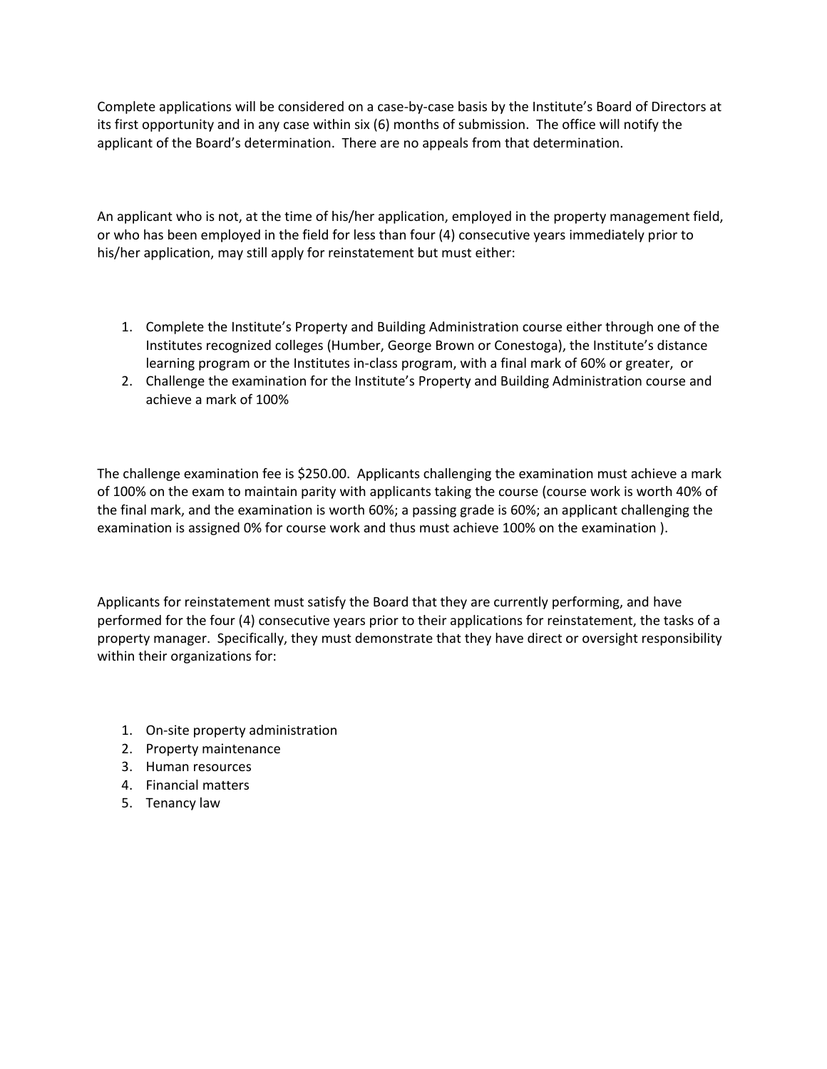Complete applications will be considered on a case-by-case basis by the Institute's Board of Directors at its first opportunity and in any case within six (6) months of submission. The office will notify the applicant of the Board's determination. There are no appeals from that determination.

An applicant who is not, at the time of his/her application, employed in the property management field, or who has been employed in the field for less than four (4) consecutive years immediately prior to his/her application, may still apply for reinstatement but must either:

1. Complete the Institute's Property and Building Administration course either through one of the Institutes recognized colleges (Humber, George Brown or Conestoga), the Institute's distance learning program or the Institutes in-class program, with a final mark of 60% or greater, or
2. Challenge the examination for the Institute's Property and Building Administration course and achieve a mark of 100%

The challenge examination fee is $250.00. Applicants challenging the examination must achieve a mark of 100% on the exam to maintain parity with applicants taking the course (course work is worth 40% of the final mark, and the examination is worth 60%; a passing grade is 60%; an applicant challenging the examination is assigned 0% for course work and thus must achieve 100% on the examination ).

Applicants for reinstatement must satisfy the Board that they are currently performing, and have performed for the four (4) consecutive years prior to their applications for reinstatement, the tasks of a property manager. Specifically, they must demonstrate that they have direct or oversight responsibility within their organizations for:

1. On-site property administration
2. Property maintenance
3. Human resources
4. Financial matters
5. Tenancy law